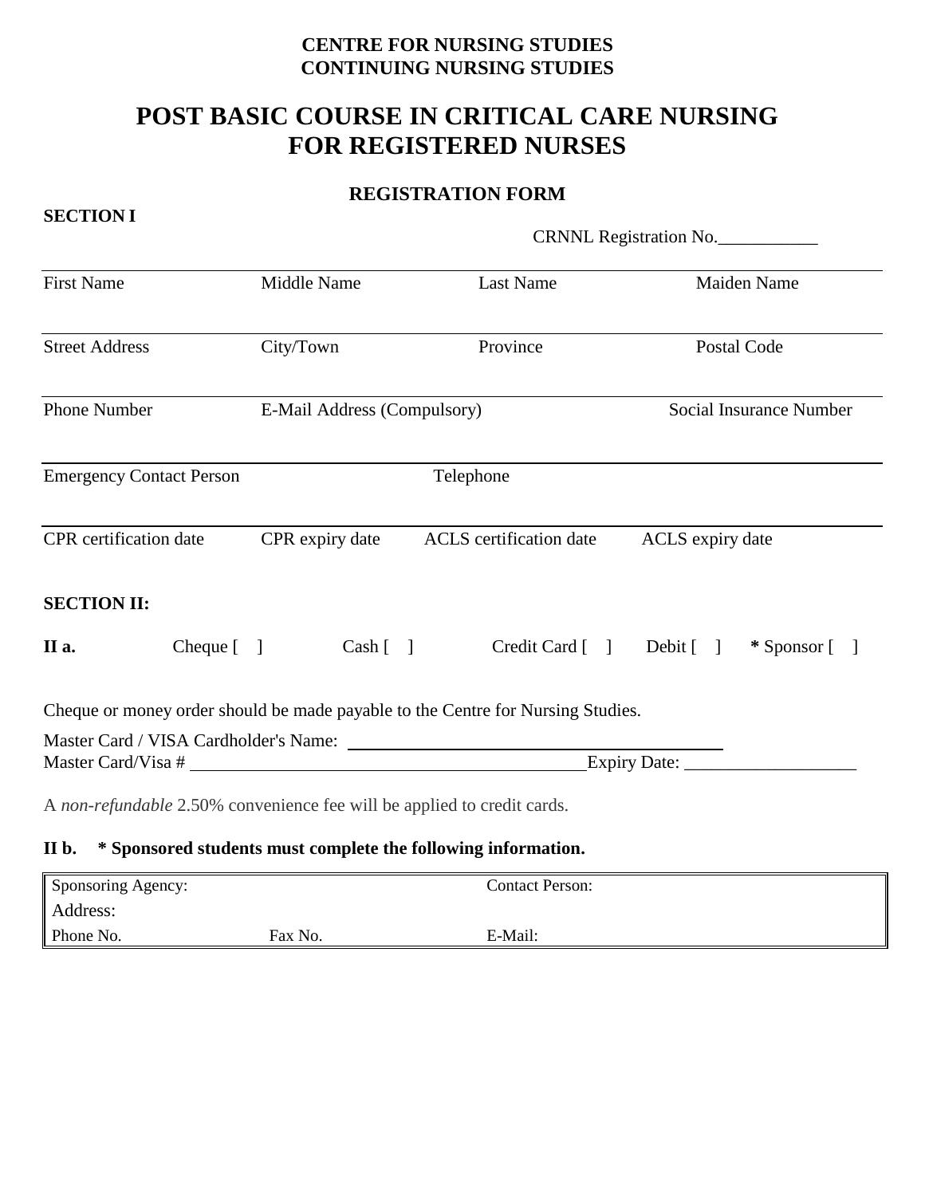**CENTRE FOR NURSING STUDIES**
**CONTINUING NURSING STUDIES**

# POST BASIC COURSE IN CRITICAL CARE NURSING FOR REGISTERED NURSES

## REGISTRATION FORM

**SECTION I**

CRNNL Registration No.___________

| First Name | Middle Name | Last Name | Maiden Name |
|---|---|---|---|
| Street Address | City/Town | Province | Postal Code |
| Phone Number | E-Mail Address (Compulsory) | | Social Insurance Number |
| Emergency Contact Person | | Telephone | |
| CPR certification date | CPR expiry date | ACLS certification date | ACLS expiry date |

**SECTION II:**

**II a.** Cheque [ ] Cash [ ] Credit Card [ ] Debit [ ] **\*** Sponsor [ ]

Cheque or money order should be made payable to the Centre for Nursing Studies.

Master Card / VISA Cardholder's Name: ____________________________________________

Master Card/Visa # ____________________________________________ Expiry Date: ___________________

A *non-refundable* 2.50% convenience fee will be applied to credit cards.

**II b. \* Sponsored students must complete the following information.**

| Sponsoring Agency: | | Contact Person: |
|---|---|---|
| Address: | | |
| Phone No. | Fax No. | E-Mail: |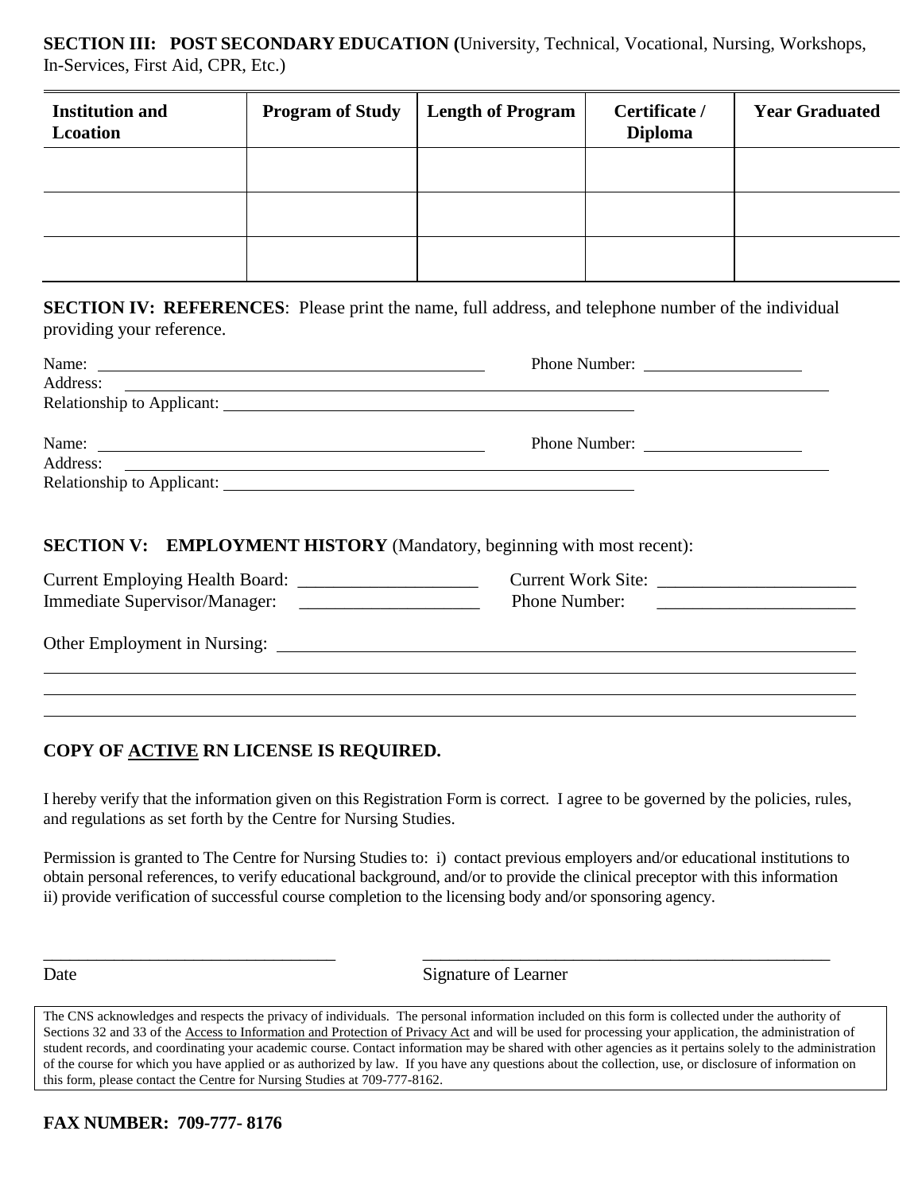**SECTION III: POST SECONDARY EDUCATION (**University, Technical, Vocational, Nursing, Workshops, In-Services, First Aid, CPR, Etc.)

| Institution and Lcoation | Program of Study | Length of Program | Certificate / Diploma | Year Graduated |
|---|---|---|---|---|
| | | | | |
| | | | | |
| | | | | |

**SECTION IV: REFERENCES**: Please print the name, full address, and telephone number of the individual providing your reference.

Name: ______________________________ Phone Number: ____________
Address: ______________________________________________________
Relationship to Applicant: ______________________________

Name: ______________________________ Phone Number: ____________
Address: ______________________________________________________
Relationship to Applicant: ______________________________

**SECTION V: EMPLOYMENT HISTORY** (Mandatory, beginning with most recent):

Current Employing Health Board: ____________________ Current Work Site: ______________________
Immediate Supervisor/Manager: ____________________ Phone Number: ______________________

Other Employment in Nursing: ______________________________________________________

______________________________________________________

______________________________________________________

______________________________________________________

**COPY OF ACTIVE RN LICENSE IS REQUIRED.**

I hereby verify that the information given on this Registration Form is correct. I agree to be governed by the policies, rules, and regulations as set forth by the Centre for Nursing Studies.

Permission is granted to The Centre for Nursing Studies to: i) contact previous employers and/or educational institutions to obtain personal references, to verify educational background, and/or to provide the clinical preceptor with this information ii) provide verification of successful course completion to the licensing body and/or sponsoring agency.

__________________________________ __________________________________________________
Date Signature of Learner

The CNS acknowledges and respects the privacy of individuals. The personal information included on this form is collected under the authority of Sections 32 and 33 of the Access to Information and Protection of Privacy Act and will be used for processing your application, the administration of student records, and coordinating your academic course. Contact information may be shared with other agencies as it pertains solely to the administration of the course for which you have applied or as authorized by law. If you have any questions about the collection, use, or disclosure of information on this form, please contact the Centre for Nursing Studies at 709-777-8162.

**FAX NUMBER: 709-777- 8176**